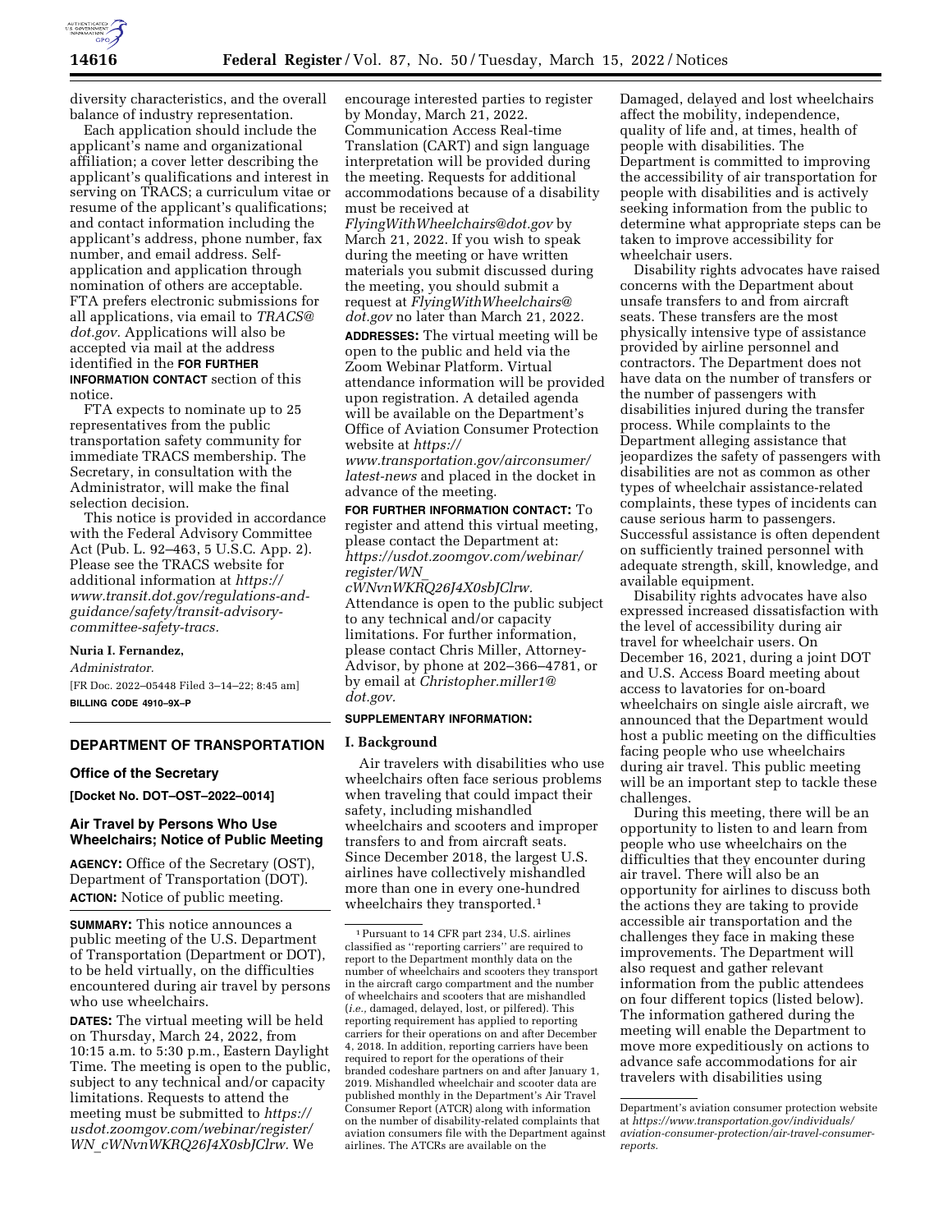diversity characteristics, and the overall balance of industry representation.

Each application should include the applicant's name and organizational affiliation; a cover letter describing the applicant's qualifications and interest in serving on TRACS; a curriculum vitae or resume of the applicant's qualifications; and contact information including the applicant's address, phone number, fax number, and email address. Self-application and application through nomination of others are acceptable. FTA prefers electronic submissions for all applications, via email to *TRACS@dot.gov.* Applications will also be accepted via mail at the address identified in the **FOR FURTHER INFORMATION CONTACT** section of this notice.

FTA expects to nominate up to 25 representatives from the public transportation safety community for immediate TRACS membership. The Secretary, in consultation with the Administrator, will make the final selection decision.

This notice is provided in accordance with the Federal Advisory Committee Act (Pub. L. 92–463, 5 U.S.C. App. 2). Please see the TRACS website for additional information at *https://www.transit.dot.gov/regulations-and-guidance/safety/transit-advisory-committee-safety-tracs.*

**Nuria I. Fernandez,**

*Administrator.*

[FR Doc. 2022–05448 Filed 3–14–22; 8:45 am]

**BILLING CODE 4910–9X–P**

## DEPARTMENT OF TRANSPORTATION

### Office of the Secretary

**[Docket No. DOT–OST–2022–0014]**

### Air Travel by Persons Who Use Wheelchairs; Notice of Public Meeting

**AGENCY:** Office of the Secretary (OST), Department of Transportation (DOT).

**ACTION:** Notice of public meeting.

**SUMMARY:** This notice announces a public meeting of the U.S. Department of Transportation (Department or DOT), to be held virtually, on the difficulties encountered during air travel by persons who use wheelchairs.

**DATES:** The virtual meeting will be held on Thursday, March 24, 2022, from 10:15 a.m. to 5:30 p.m., Eastern Daylight Time. The meeting is open to the public, subject to any technical and/or capacity limitations. Requests to attend the meeting must be submitted to *https://usdot.zoomgov.com/webinar/register/WN_cWNvnWKRQ26J4X0sbJClrw.* We encourage interested parties to register by Monday, March 21, 2022. Communication Access Real-time Translation (CART) and sign language interpretation will be provided during the meeting. Requests for additional accommodations because of a disability must be received at *FlyingWithWheelchairs@dot.gov* by March 21, 2022. If you wish to speak during the meeting or have written materials you submit discussed during the meeting, you should submit a request at *FlyingWithWheelchairs@dot.gov* no later than March 21, 2022.

**ADDRESSES:** The virtual meeting will be open to the public and held via the Zoom Webinar Platform. Virtual attendance information will be provided upon registration. A detailed agenda will be available on the Department's Office of Aviation Consumer Protection website at *https://www.transportation.gov/airconsumer/latest-news* and placed in the docket in advance of the meeting.

**FOR FURTHER INFORMATION CONTACT:** To register and attend this virtual meeting, please contact the Department at: *https://usdot.zoomgov.com/webinar/register/WN_cWNvnWKRQ26J4X0sbJClrw.* Attendance is open to the public subject to any technical and/or capacity limitations. For further information, please contact Chris Miller, Attorney-Advisor, by phone at 202–366–4781, or by email at *Christopher.miller1@dot.gov.*

**SUPPLEMENTARY INFORMATION:**

### I. Background

Air travelers with disabilities who use wheelchairs often face serious problems when traveling that could impact their safety, including mishandled wheelchairs and scooters and improper transfers to and from aircraft seats. Since December 2018, the largest U.S. airlines have collectively mishandled more than one in every one-hundred wheelchairs they transported.[1]

Damaged, delayed and lost wheelchairs affect the mobility, independence, quality of life and, at times, health of people with disabilities. The Department is committed to improving the accessibility of air transportation for people with disabilities and is actively seeking information from the public to determine what appropriate steps can be taken to improve accessibility for wheelchair users.

Disability rights advocates have raised concerns with the Department about unsafe transfers to and from aircraft seats. These transfers are the most physically intensive type of assistance provided by airline personnel and contractors. The Department does not have data on the number of transfers or the number of passengers with disabilities injured during the transfer process. While complaints to the Department alleging assistance that jeopardizes the safety of passengers with disabilities are not as common as other types of wheelchair assistance-related complaints, these types of incidents can cause serious harm to passengers. Successful assistance is often dependent on sufficiently trained personnel with adequate strength, skill, knowledge, and available equipment.

Disability rights advocates have also expressed increased dissatisfaction with the level of accessibility during air travel for wheelchair users. On December 16, 2021, during a joint DOT and U.S. Access Board meeting about access to lavatories for on-board wheelchairs on single aisle aircraft, we announced that the Department would host a public meeting on the difficulties facing people who use wheelchairs during air travel. This public meeting will be an important step to tackle these challenges.

During this meeting, there will be an opportunity to listen to and learn from people who use wheelchairs on the difficulties that they encounter during air travel. There will also be an opportunity for airlines to discuss both the actions they are taking to provide accessible air transportation and the challenges they face in making these improvements. The Department will also request and gather relevant information from the public attendees on four different topics (listed below). The information gathered during the meeting will enable the Department to move more expeditiously on actions to advance safe accommodations for air travelers with disabilities using

[1] Pursuant to 14 CFR part 234, U.S. airlines classified as ''reporting carriers'' are required to report to the Department monthly data on the number of wheelchairs and scooters they transport in the aircraft cargo compartment and the number of wheelchairs and scooters that are mishandled (*i.e.,* damaged, delayed, lost, or pilfered). This reporting requirement has applied to reporting carriers for their operations on and after December 4, 2018. In addition, reporting carriers have been required to report for the operations of their branded codeshare partners on and after January 1, 2019. Mishandled wheelchair and scooter data are published monthly in the Department's Air Travel Consumer Report (ATCR) along with information on the number of disability-related complaints that aviation consumers file with the Department against airlines. The ATCRs are available on the Department's aviation consumer protection website at *https://www.transportation.gov/individuals/aviation-consumer-protection/air-travel-consumer-reports.*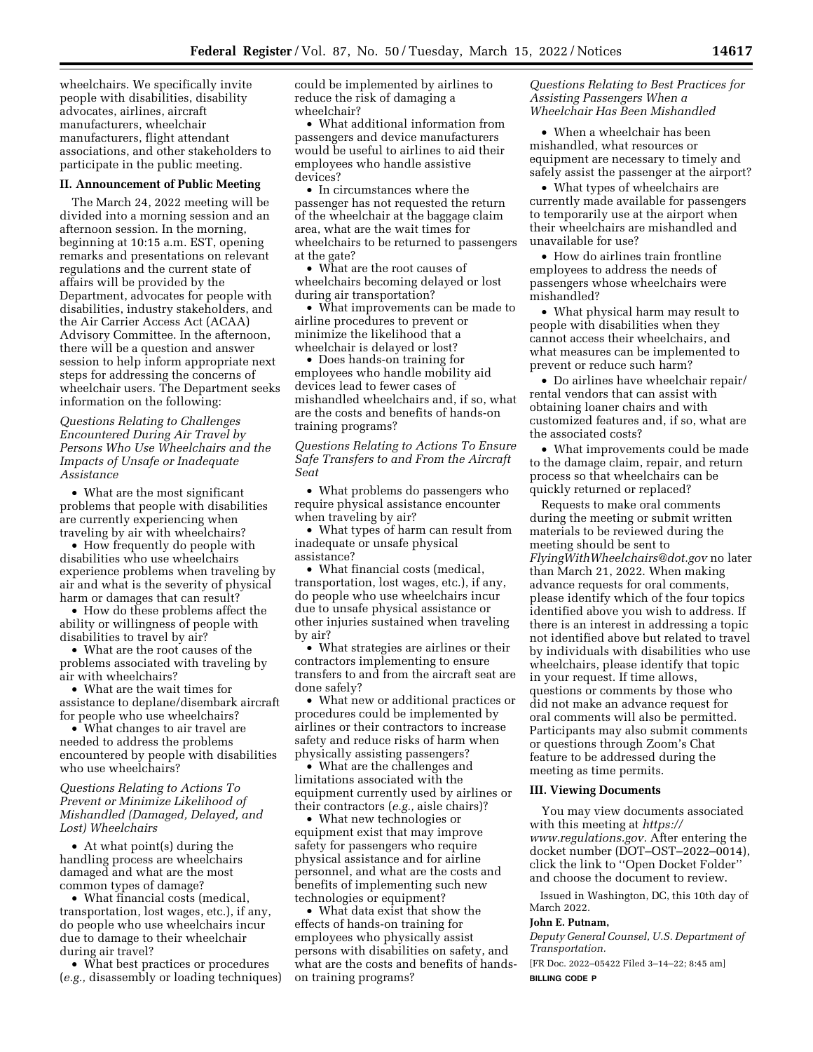wheelchairs. We specifically invite people with disabilities, disability advocates, airlines, aircraft manufacturers, wheelchair manufacturers, flight attendant associations, and other stakeholders to participate in the public meeting.

## II. Announcement of Public Meeting

The March 24, 2022 meeting will be divided into a morning session and an afternoon session. In the morning, beginning at 10:15 a.m. EST, opening remarks and presentations on relevant regulations and the current state of affairs will be provided by the Department, advocates for people with disabilities, industry stakeholders, and the Air Carrier Access Act (ACAA) Advisory Committee. In the afternoon, there will be a question and answer session to help inform appropriate next steps for addressing the concerns of wheelchair users. The Department seeks information on the following:

*Questions Relating to Challenges Encountered During Air Travel by Persons Who Use Wheelchairs and the Impacts of Unsafe or Inadequate Assistance*

- What are the most significant problems that people with disabilities are currently experiencing when traveling by air with wheelchairs?
- How frequently do people with disabilities who use wheelchairs experience problems when traveling by air and what is the severity of physical harm or damages that can result?
- How do these problems affect the ability or willingness of people with disabilities to travel by air?
- What are the root causes of the problems associated with traveling by air with wheelchairs?
- What are the wait times for assistance to deplane/disembark aircraft for people who use wheelchairs?
- What changes to air travel are needed to address the problems encountered by people with disabilities who use wheelchairs?

*Questions Relating to Actions To Prevent or Minimize Likelihood of Mishandled (Damaged, Delayed, and Lost) Wheelchairs*

- At what point(s) during the handling process are wheelchairs damaged and what are the most common types of damage?
- What financial costs (medical, transportation, lost wages, etc.), if any, do people who use wheelchairs incur due to damage to their wheelchair during air travel?
- What best practices or procedures (*e.g.,* disassembly or loading techniques) could be implemented by airlines to reduce the risk of damaging a wheelchair?
- What additional information from passengers and device manufacturers would be useful to airlines to aid their employees who handle assistive devices?
- In circumstances where the passenger has not requested the return of the wheelchair at the baggage claim area, what are the wait times for wheelchairs to be returned to passengers at the gate?
- What are the root causes of wheelchairs becoming delayed or lost during air transportation?
- What improvements can be made to airline procedures to prevent or minimize the likelihood that a wheelchair is delayed or lost?
- Does hands-on training for employees who handle mobility aid devices lead to fewer cases of mishandled wheelchairs and, if so, what are the costs and benefits of hands-on training programs?

*Questions Relating to Actions To Ensure Safe Transfers to and From the Aircraft Seat*

- What problems do passengers who require physical assistance encounter when traveling by air?
- What types of harm can result from inadequate or unsafe physical assistance?
- What financial costs (medical, transportation, lost wages, etc.), if any, do people who use wheelchairs incur due to unsafe physical assistance or other injuries sustained when traveling by air?
- What strategies are airlines or their contractors implementing to ensure transfers to and from the aircraft seat are done safely?
- What new or additional practices or procedures could be implemented by airlines or their contractors to increase safety and reduce risks of harm when physically assisting passengers?
- What are the challenges and limitations associated with the equipment currently used by airlines or their contractors (*e.g.,* aisle chairs)?
- What new technologies or equipment exist that may improve safety for passengers who require physical assistance and for airline personnel, and what are the costs and benefits of implementing such new technologies or equipment?
- What data exist that show the effects of hands-on training for employees who physically assist persons with disabilities on safety, and what are the costs and benefits of hands-on training programs?

*Questions Relating to Best Practices for Assisting Passengers When a Wheelchair Has Been Mishandled*

- When a wheelchair has been mishandled, what resources or equipment are necessary to timely and safely assist the passenger at the airport?
- What types of wheelchairs are currently made available for passengers to temporarily use at the airport when their wheelchairs are mishandled and unavailable for use?
- How do airlines train frontline employees to address the needs of passengers whose wheelchairs were mishandled?
- What physical harm may result to people with disabilities when they cannot access their wheelchairs, and what measures can be implemented to prevent or reduce such harm?
- Do airlines have wheelchair repair/rental vendors that can assist with obtaining loaner chairs and with customized features and, if so, what are the associated costs?
- What improvements could be made to the damage claim, repair, and return process so that wheelchairs can be quickly returned or replaced?

Requests to make oral comments during the meeting or submit written materials to be reviewed during the meeting should be sent to *FlyingWithWheelchairs@dot.gov* no later than March 21, 2022. When making advance requests for oral comments, please identify which of the four topics identified above you wish to address. If there is an interest in addressing a topic not identified above but related to travel by individuals with disabilities who use wheelchairs, please identify that topic in your request. If time allows, questions or comments by those who did not make an advance request for oral comments will also be permitted. Participants may also submit comments or questions through Zoom's Chat feature to be addressed during the meeting as time permits.

## III. Viewing Documents

You may view documents associated with this meeting at *https://www.regulations.gov.* After entering the docket number (DOT–OST–2022–0014), click the link to "Open Docket Folder" and choose the document to review.

Issued in Washington, DC, this 10th day of March 2022.

**John E. Putnam,**

*Deputy General Counsel, U.S. Department of Transportation.*

[FR Doc. 2022–05422 Filed 3–14–22; 8:45 am]

**BILLING CODE P**